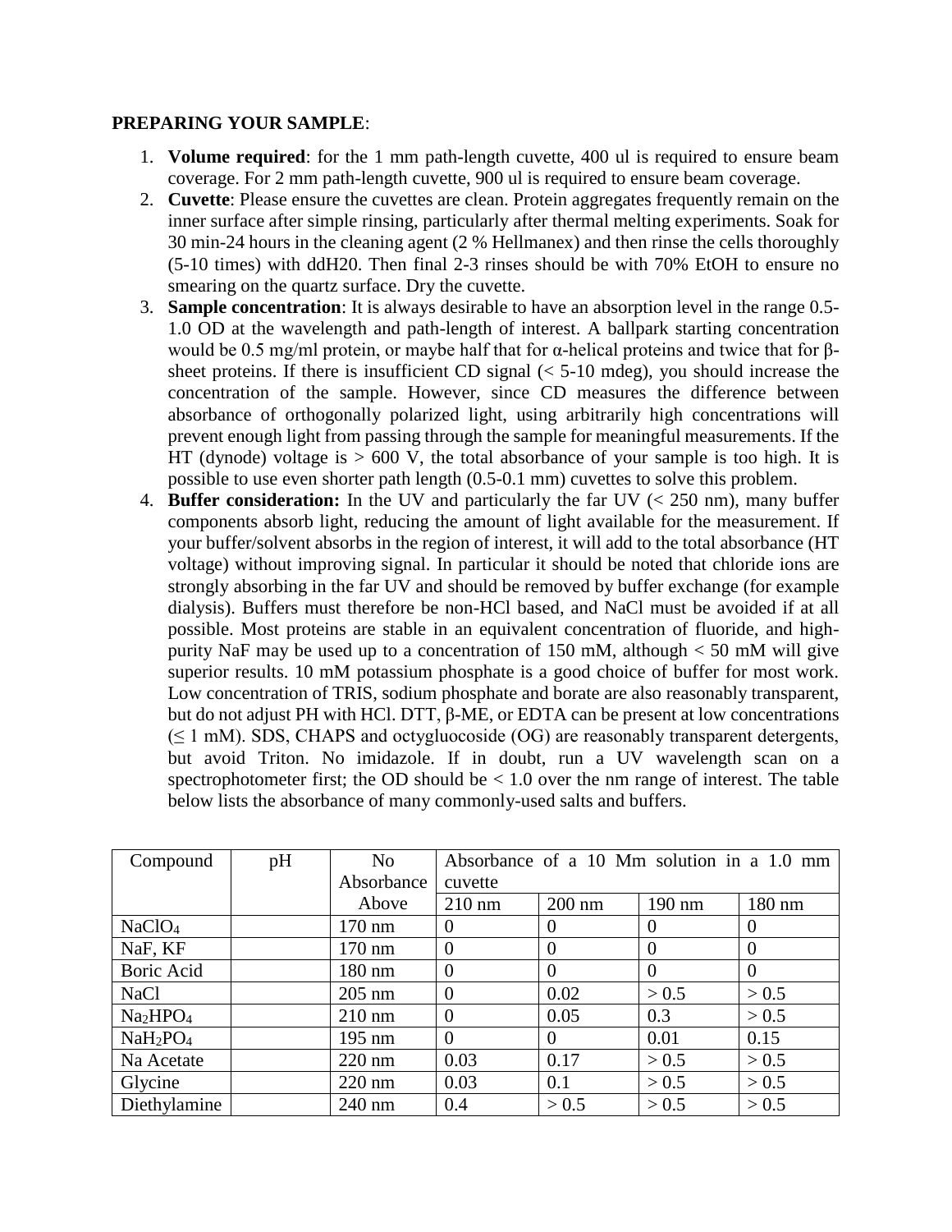**PREPARING YOUR SAMPLE**:

1. **Volume required**: for the 1 mm path-length cuvette, 400 ul is required to ensure beam coverage. For 2 mm path-length cuvette, 900 ul is required to ensure beam coverage.
2. **Cuvette**: Please ensure the cuvettes are clean. Protein aggregates frequently remain on the inner surface after simple rinsing, particularly after thermal melting experiments. Soak for 30 min-24 hours in the cleaning agent (2 % Hellmanex) and then rinse the cells thoroughly (5-10 times) with ddH20. Then final 2-3 rinses should be with 70% EtOH to ensure no smearing on the quartz surface. Dry the cuvette.
3. **Sample concentration**: It is always desirable to have an absorption level in the range 0.5-1.0 OD at the wavelength and path-length of interest. A ballpark starting concentration would be 0.5 mg/ml protein, or maybe half that for α-helical proteins and twice that for β-sheet proteins. If there is insufficient CD signal (< 5-10 mdeg), you should increase the concentration of the sample. However, since CD measures the difference between absorbance of orthogonally polarized light, using arbitrarily high concentrations will prevent enough light from passing through the sample for meaningful measurements. If the HT (dynode) voltage is > 600 V, the total absorbance of your sample is too high. It is possible to use even shorter path length (0.5-0.1 mm) cuvettes to solve this problem.
4. **Buffer consideration:** In the UV and particularly the far UV (< 250 nm), many buffer components absorb light, reducing the amount of light available for the measurement. If your buffer/solvent absorbs in the region of interest, it will add to the total absorbance (HT voltage) without improving signal. In particular it should be noted that chloride ions are strongly absorbing in the far UV and should be removed by buffer exchange (for example dialysis). Buffers must therefore be non-HCl based, and NaCl must be avoided if at all possible. Most proteins are stable in an equivalent concentration of fluoride, and high-purity NaF may be used up to a concentration of 150 mM, although < 50 mM will give superior results. 10 mM potassium phosphate is a good choice of buffer for most work. Low concentration of TRIS, sodium phosphate and borate are also reasonably transparent, but do not adjust PH with HCl. DTT, β-ME, or EDTA can be present at low concentrations (≤ 1 mM). SDS, CHAPS and octygluocoside (OG) are reasonably transparent detergents, but avoid Triton. No imidazole. If in doubt, run a UV wavelength scan on a spectrophotometer first; the OD should be < 1.0 over the nm range of interest. The table below lists the absorbance of many commonly-used salts and buffers.

| Compound | pH | No Absorbance Above | Absorbance of a 10 Mm solution in a 1.0 mm cuvette | | | |
|---|---|---|---|---|---|---|
| | | | 210 nm | 200 nm | 190 nm | 180 nm |
| $NaClO_4$ | | 170 nm | 0 | 0 | 0 | 0 |
| NaF, KF | | 170 nm | 0 | 0 | 0 | 0 |
| Boric Acid | | 180 nm | 0 | 0 | 0 | 0 |
| NaCl | | 205 nm | 0 | 0.02 | > 0.5 | > 0.5 |
| $Na_2HPO_4$ | | 210 nm | 0 | 0.05 | 0.3 | > 0.5 |
| $NaH_2PO_4$ | | 195 nm | 0 | 0 | 0.01 | 0.15 |
| Na Acetate | | 220 nm | 0.03 | 0.17 | > 0.5 | > 0.5 |
| Glycine | | 220 nm | 0.03 | 0.1 | > 0.5 | > 0.5 |
| Diethylamine | | 240 nm | 0.4 | > 0.5 | > 0.5 | > 0.5 |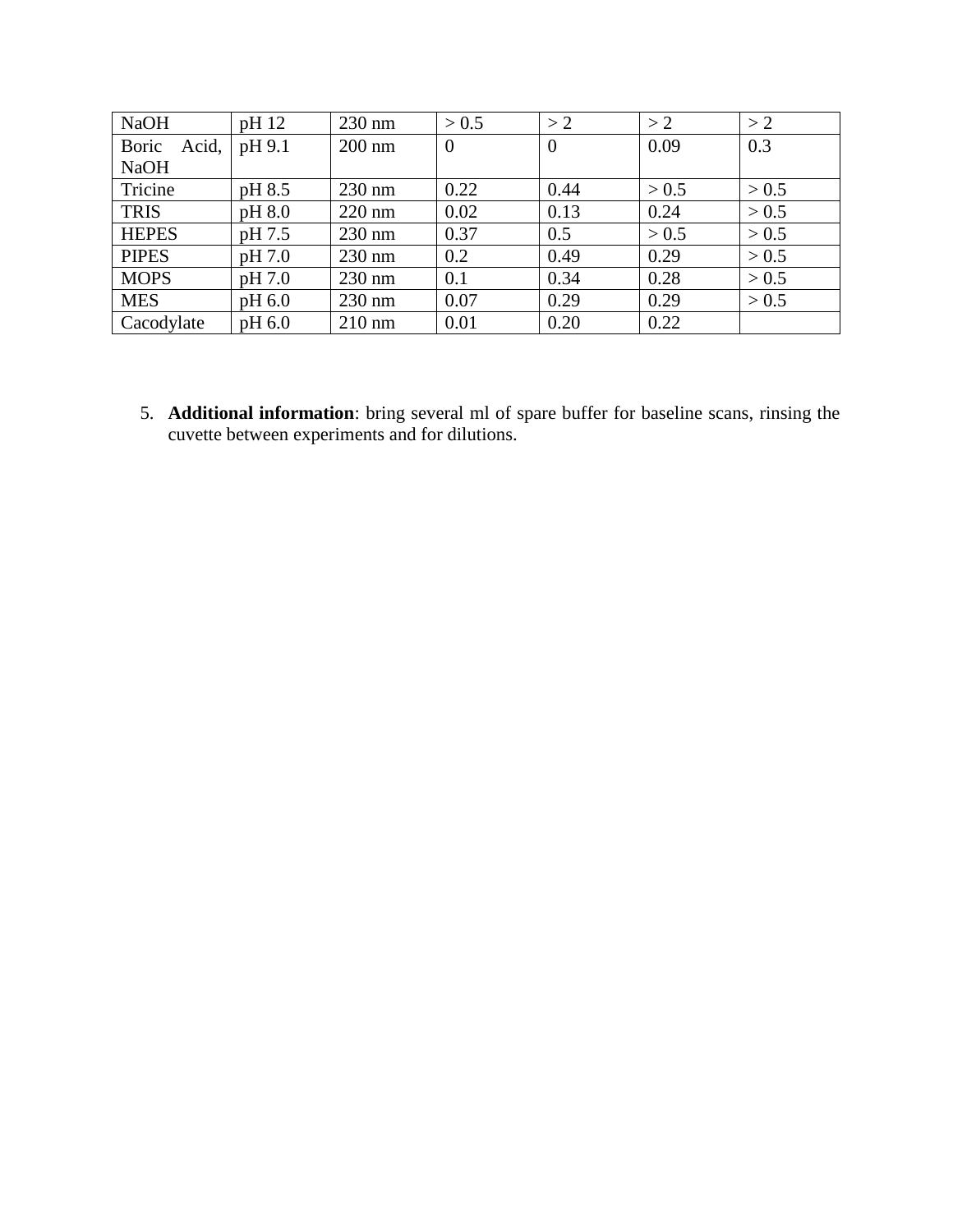| | | | | | | |
|---|---|---|---|---|---|---|
| NaOH | pH 12 | 230 nm | > 0.5 | > 2 | > 2 | > 2 |
| Boric Acid, NaOH | pH 9.1 | 200 nm | 0 | 0 | 0.09 | 0.3 |
| Tricine | pH 8.5 | 230 nm | 0.22 | 0.44 | > 0.5 | > 0.5 |
| TRIS | pH 8.0 | 220 nm | 0.02 | 0.13 | 0.24 | > 0.5 |
| HEPES | pH 7.5 | 230 nm | 0.37 | 0.5 | > 0.5 | > 0.5 |
| PIPES | pH 7.0 | 230 nm | 0.2 | 0.49 | 0.29 | > 0.5 |
| MOPS | pH 7.0 | 230 nm | 0.1 | 0.34 | 0.28 | > 0.5 |
| MES | pH 6.0 | 230 nm | 0.07 | 0.29 | 0.29 | > 0.5 |
| Cacodylate | pH 6.0 | 210 nm | 0.01 | 0.20 | 0.22 | |

5. **Additional information**: bring several ml of spare buffer for baseline scans, rinsing the cuvette between experiments and for dilutions.